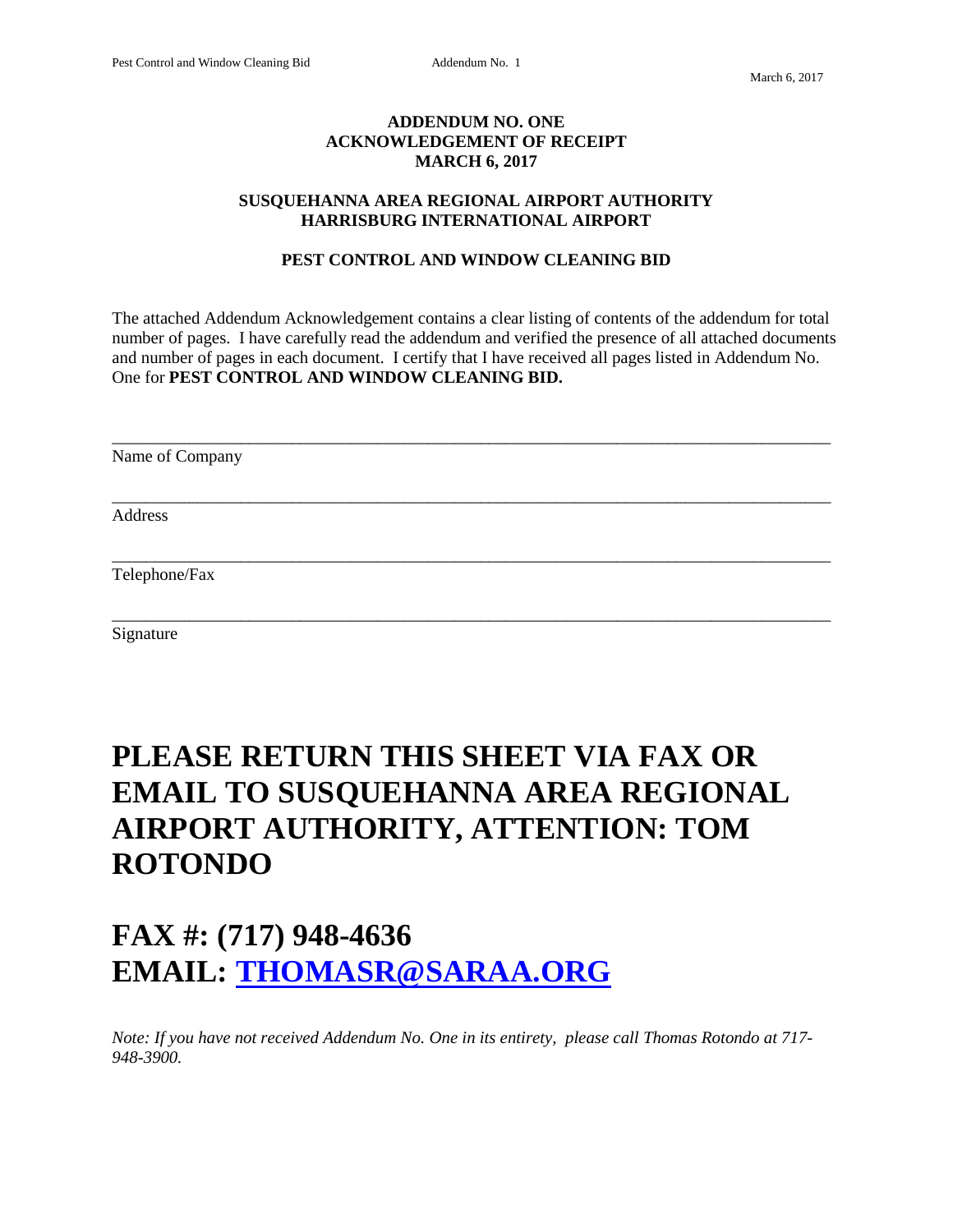March 6, 2017

**ADDENDUM NO. ONE**
**ACKNOWLEDGEMENT OF RECEIPT**
**MARCH 6, 2017**

**SUSQUEHANNA AREA REGIONAL AIRPORT AUTHORITY**
**HARRISBURG INTERNATIONAL AIRPORT**

**PEST CONTROL AND WINDOW CLEANING BID**

The attached Addendum Acknowledgement contains a clear listing of contents of the addendum for total number of pages. I have carefully read the addendum and verified the presence of all attached documents and number of pages in each document. I certify that I have received all pages listed in Addendum No. One for **PEST CONTROL AND WINDOW CLEANING BID.**

\_\_\_\_\_\_\_\_\_\_\_\_\_\_\_\_\_\_\_\_\_\_\_\_\_\_\_\_\_\_\_\_\_\_\_\_\_\_\_\_\_\_\_\_\_\_\_\_\_\_\_\_\_\_\_\_\_\_\_\_\_\_\_\_\_\_\_\_\_\_\_\_\_\_

Name of Company

\_\_\_\_\_\_\_\_\_\_\_\_\_\_\_\_\_\_\_\_\_\_\_\_\_\_\_\_\_\_\_\_\_\_\_\_\_\_\_\_\_\_\_\_\_\_\_\_\_\_\_\_\_\_\_\_\_\_\_\_\_\_\_\_\_\_\_\_\_\_\_\_\_\_

Address

\_\_\_\_\_\_\_\_\_\_\_\_\_\_\_\_\_\_\_\_\_\_\_\_\_\_\_\_\_\_\_\_\_\_\_\_\_\_\_\_\_\_\_\_\_\_\_\_\_\_\_\_\_\_\_\_\_\_\_\_\_\_\_\_\_\_\_\_\_\_\_\_\_\_

Telephone/Fax

\_\_\_\_\_\_\_\_\_\_\_\_\_\_\_\_\_\_\_\_\_\_\_\_\_\_\_\_\_\_\_\_\_\_\_\_\_\_\_\_\_\_\_\_\_\_\_\_\_\_\_\_\_\_\_\_\_\_\_\_\_\_\_\_\_\_\_\_\_\_\_\_\_\_

Signature

# PLEASE RETURN THIS SHEET VIA FAX OR EMAIL TO SUSQUEHANNA AREA REGIONAL AIRPORT AUTHORITY, ATTENTION: TOM ROTONDO

# FAX #: (717) 948-4636
# EMAIL: THOMASR@SARAA.ORG

*Note: If you have not received Addendum No. One in its entirety, please call Thomas Rotondo at 717-948-3900.*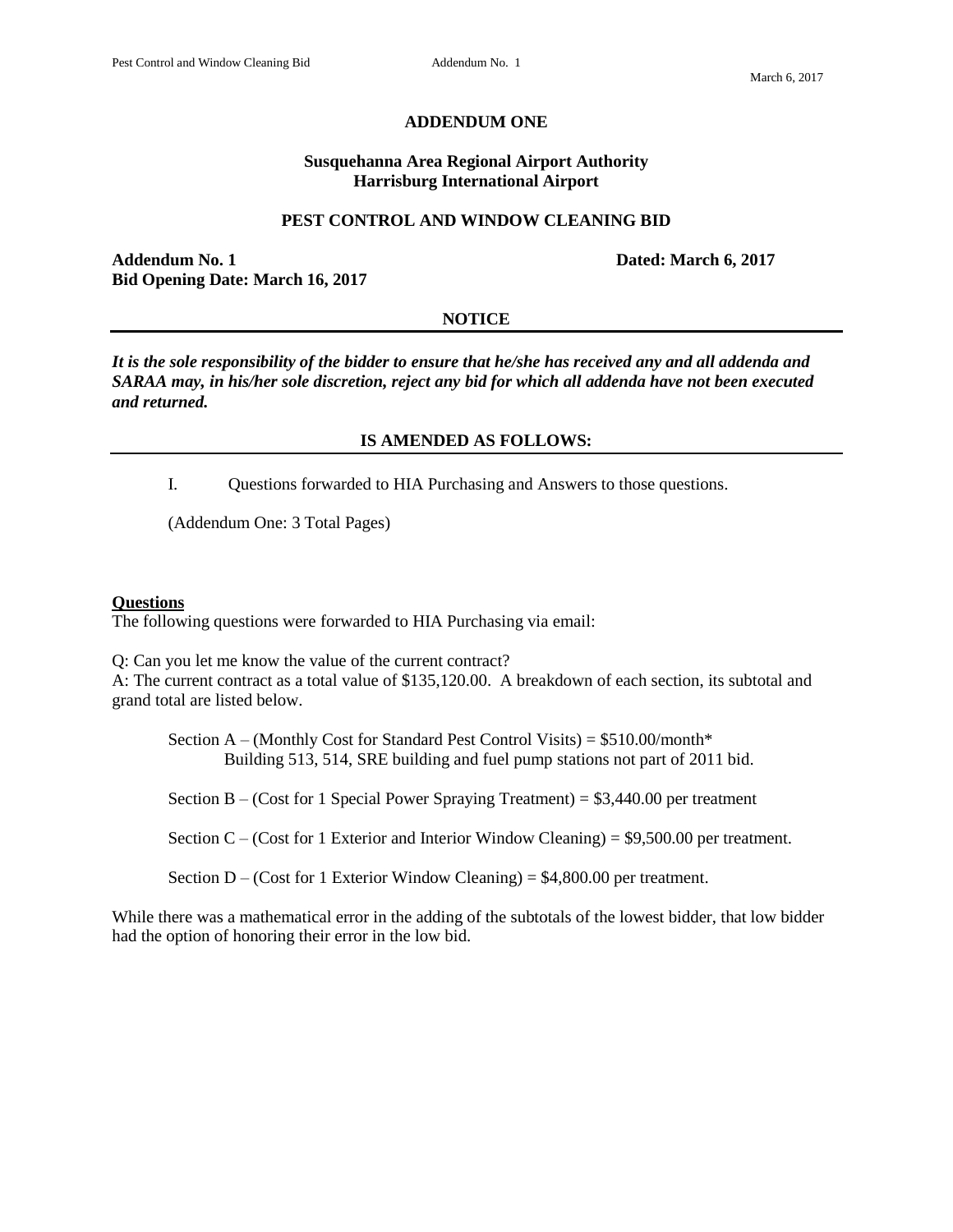March 6, 2017

**ADDENDUM ONE**

**Susquehanna Area Regional Airport Authority**
**Harrisburg International Airport**

**PEST CONTROL AND WINDOW CLEANING BID**

**Addendum No. 1** **Dated: March 6, 2017**
**Bid Opening Date: March 16, 2017**

**NOTICE**

***It is the sole responsibility of the bidder to ensure that he/she has received any and all addenda and SARAA may, in his/her sole discretion, reject any bid for which all addenda have not been executed and returned.***

**IS AMENDED AS FOLLOWS:**

I. Questions forwarded to HIA Purchasing and Answers to those questions.

(Addendum One: 3 Total Pages)

**Questions**
The following questions were forwarded to HIA Purchasing via email:

Q: Can you let me know the value of the current contract?
A: The current contract as a total value of $135,120.00. A breakdown of each section, its subtotal and grand total are listed below.

Section A – (Monthly Cost for Standard Pest Control Visits) = $510.00/month*
Building 513, 514, SRE building and fuel pump stations not part of 2011 bid.

Section B – (Cost for 1 Special Power Spraying Treatment) = $3,440.00 per treatment

Section C – (Cost for 1 Exterior and Interior Window Cleaning) = $9,500.00 per treatment.

Section D – (Cost for 1 Exterior Window Cleaning) = $4,800.00 per treatment.

While there was a mathematical error in the adding of the subtotals of the lowest bidder, that low bidder had the option of honoring their error in the low bid.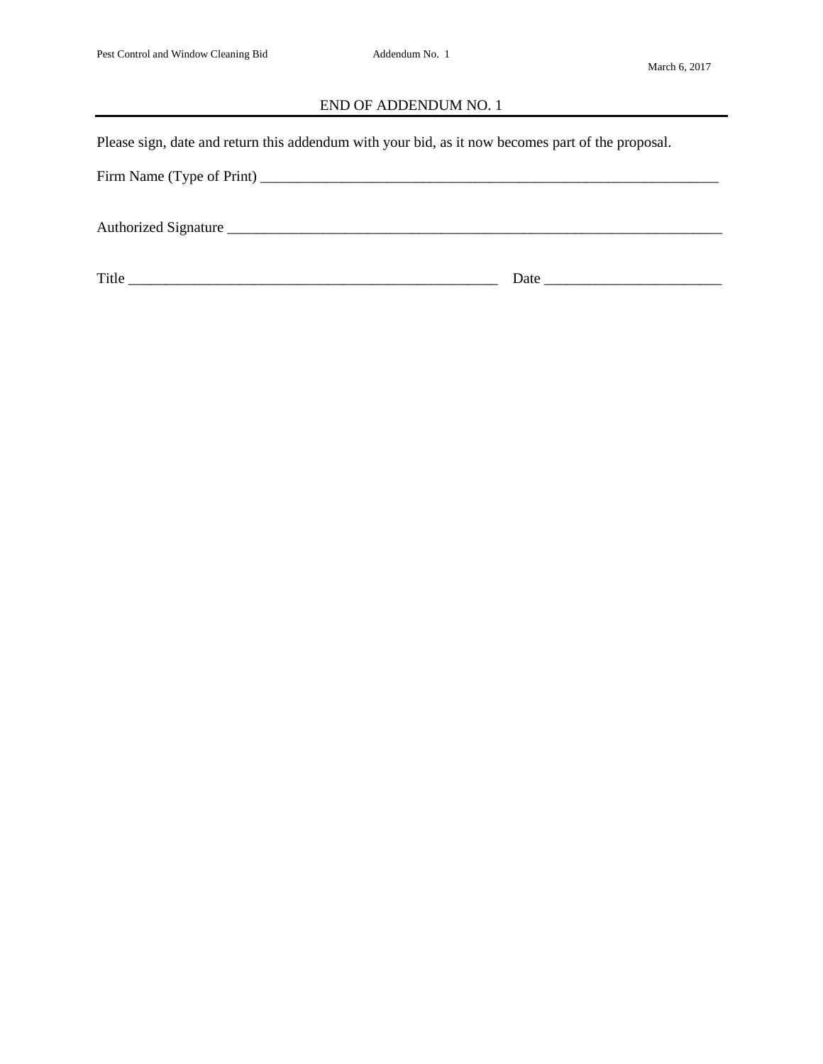END OF ADDENDUM NO. 1

Please sign, date and return this addendum with your bid, as it now becomes part of the proposal.

Firm Name (Type of Print) _______________________________________________________________

Authorized Signature ____________________________________________________________________

Title ___________________________________________________ Date ________________________